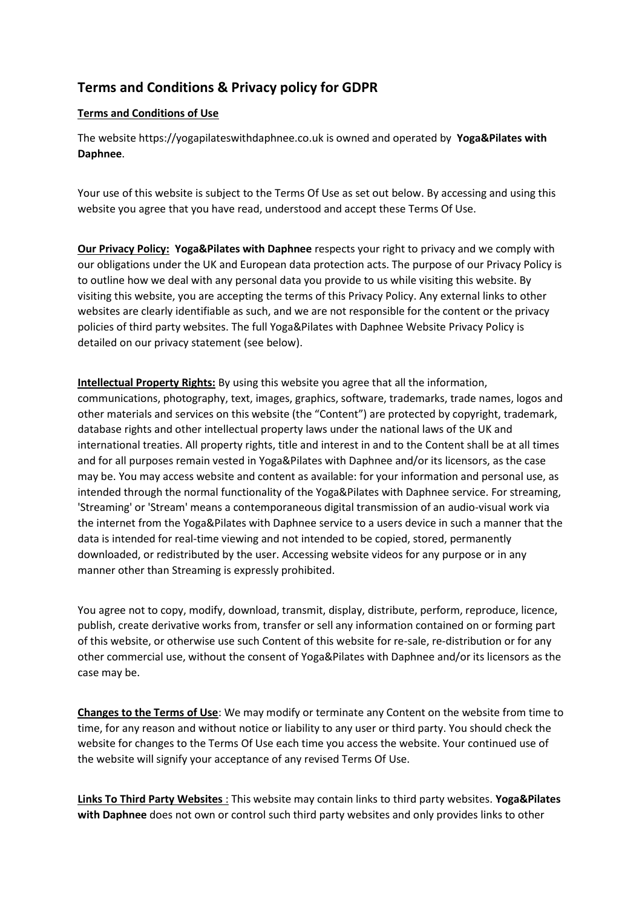## Terms and Conditions & Privacy policy for GDPR

**Terms and Conditions of Use**

The website https://yogapilateswithdaphnee.co.uk is owned and operated by **Yoga&Pilates with Daphnee**.

Your use of this website is subject to the Terms Of Use as set out below. By accessing and using this website you agree that you have read, understood and accept these Terms Of Use.

**Our Privacy Policy:** **Yoga&Pilates with Daphnee** respects your right to privacy and we comply with our obligations under the UK and European data protection acts. The purpose of our Privacy Policy is to outline how we deal with any personal data you provide to us while visiting this website. By visiting this website, you are accepting the terms of this Privacy Policy. Any external links to other websites are clearly identifiable as such, and we are not responsible for the content or the privacy policies of third party websites. The full Yoga&Pilates with Daphnee Website Privacy Policy is detailed on our privacy statement (see below).

**Intellectual Property Rights:** By using this website you agree that all the information, communications, photography, text, images, graphics, software, trademarks, trade names, logos and other materials and services on this website (the "Content") are protected by copyright, trademark, database rights and other intellectual property laws under the national laws of the UK and international treaties. All property rights, title and interest in and to the Content shall be at all times and for all purposes remain vested in Yoga&Pilates with Daphnee and/or its licensors, as the case may be. You may access website and content as available: for your information and personal use, as intended through the normal functionality of the Yoga&Pilates with Daphnee service. For streaming, 'Streaming' or 'Stream' means a contemporaneous digital transmission of an audio-visual work via the internet from the Yoga&Pilates with Daphnee service to a users device in such a manner that the data is intended for real-time viewing and not intended to be copied, stored, permanently downloaded, or redistributed by the user. Accessing website videos for any purpose or in any manner other than Streaming is expressly prohibited.

You agree not to copy, modify, download, transmit, display, distribute, perform, reproduce, licence, publish, create derivative works from, transfer or sell any information contained on or forming part of this website, or otherwise use such Content of this website for re-sale, re-distribution or for any other commercial use, without the consent of Yoga&Pilates with Daphnee and/or its licensors as the case may be.

**Changes to the Terms of Use**: We may modify or terminate any Content on the website from time to time, for any reason and without notice or liability to any user or third party. You should check the website for changes to the Terms Of Use each time you access the website. Your continued use of the website will signify your acceptance of any revised Terms Of Use.

**Links To Third Party Websites** : This website may contain links to third party websites. **Yoga&Pilates with Daphnee** does not own or control such third party websites and only provides links to other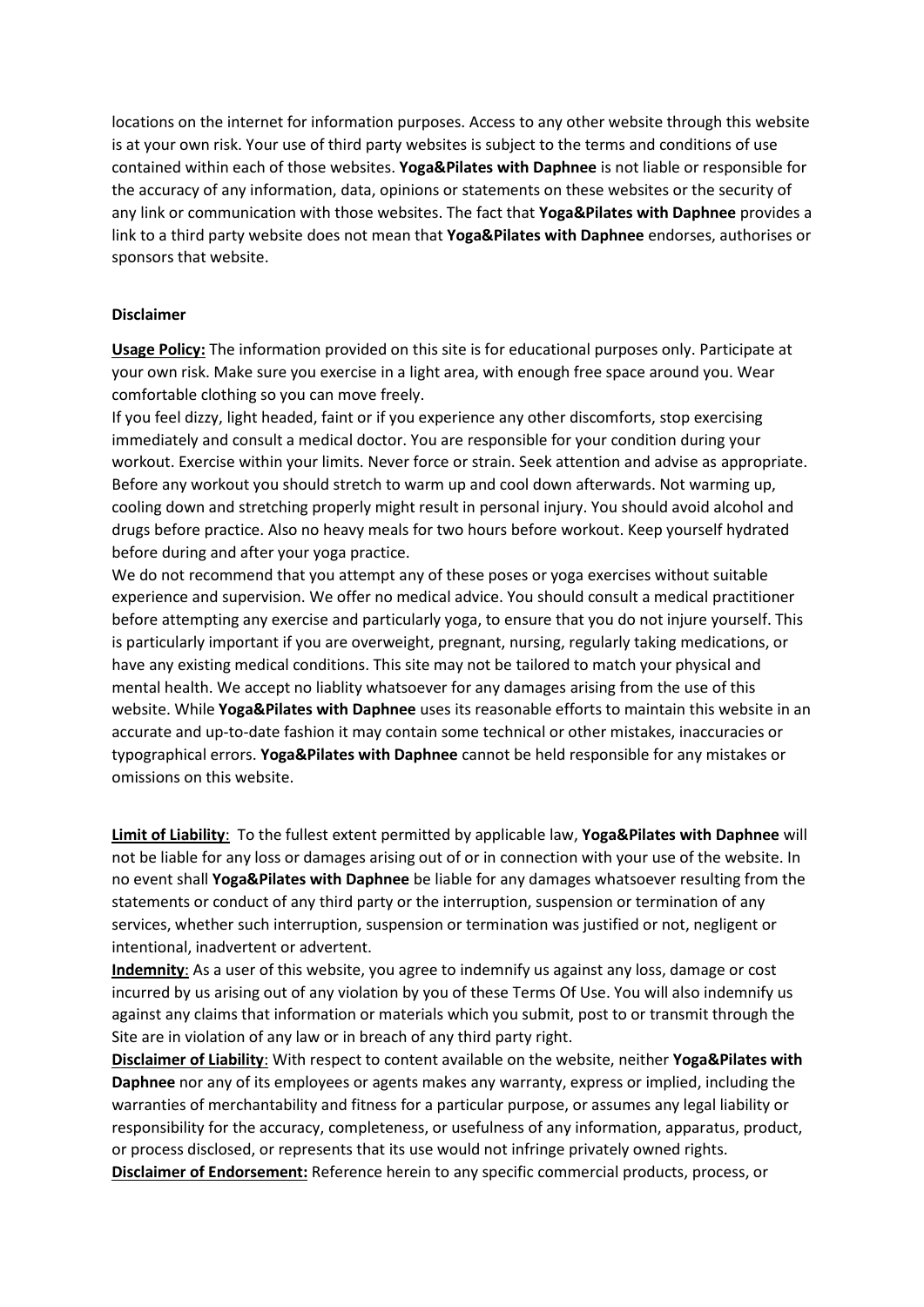locations on the internet for information purposes. Access to any other website through this website is at your own risk. Your use of third party websites is subject to the terms and conditions of use contained within each of those websites. **Yoga&Pilates with Daphnee** is not liable or responsible for the accuracy of any information, data, opinions or statements on these websites or the security of any link or communication with those websites. The fact that **Yoga&Pilates with Daphnee** provides a link to a third party website does not mean that **Yoga&Pilates with Daphnee** endorses, authorises or sponsors that website.

**Disclaimer**

**<u>Usage Policy:</u>** The information provided on this site is for educational purposes only. Participate at your own risk. Make sure you exercise in a light area, with enough free space around you. Wear comfortable clothing so you can move freely.

If you feel dizzy, light headed, faint or if you experience any other discomforts, stop exercising immediately and consult a medical doctor. You are responsible for your condition during your workout. Exercise within your limits. Never force or strain. Seek attention and advise as appropriate. Before any workout you should stretch to warm up and cool down afterwards. Not warming up, cooling down and stretching properly might result in personal injury. You should avoid alcohol and drugs before practice. Also no heavy meals for two hours before workout. Keep yourself hydrated before during and after your yoga practice.

We do not recommend that you attempt any of these poses or yoga exercises without suitable experience and supervision. We offer no medical advice. You should consult a medical practitioner before attempting any exercise and particularly yoga, to ensure that you do not injure yourself. This is particularly important if you are overweight, pregnant, nursing, regularly taking medications, or have any existing medical conditions. This site may not be tailored to match your physical and mental health. We accept no liablity whatsoever for any damages arising from the use of this website. While **Yoga&Pilates with Daphnee** uses its reasonable efforts to maintain this website in an accurate and up-to-date fashion it may contain some technical or other mistakes, inaccuracies or typographical errors. **Yoga&Pilates with Daphnee** cannot be held responsible for any mistakes or omissions on this website.

**<u>Limit of Liability</u>**: To the fullest extent permitted by applicable law, **Yoga&Pilates with Daphnee** will not be liable for any loss or damages arising out of or in connection with your use of the website. In no event shall **Yoga&Pilates with Daphnee** be liable for any damages whatsoever resulting from the statements or conduct of any third party or the interruption, suspension or termination of any services, whether such interruption, suspension or termination was justified or not, negligent or intentional, inadvertent or advertent.

**<u>Indemnity</u>**: As a user of this website, you agree to indemnify us against any loss, damage or cost incurred by us arising out of any violation by you of these Terms Of Use. You will also indemnify us against any claims that information or materials which you submit, post to or transmit through the Site are in violation of any law or in breach of any third party right.

**<u>Disclaimer of Liability</u>**: With respect to content available on the website, neither **Yoga&Pilates with Daphnee** nor any of its employees or agents makes any warranty, express or implied, including the warranties of merchantability and fitness for a particular purpose, or assumes any legal liability or responsibility for the accuracy, completeness, or usefulness of any information, apparatus, product, or process disclosed, or represents that its use would not infringe privately owned rights.

**<u>Disclaimer of Endorsement:</u>** Reference herein to any specific commercial products, process, or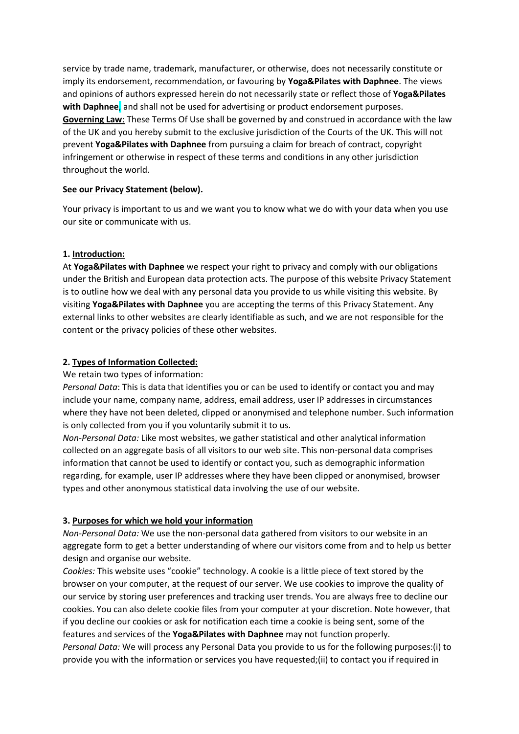service by trade name, trademark, manufacturer, or otherwise, does not necessarily constitute or imply its endorsement, recommendation, or favouring by **Yoga&Pilates with Daphnee**. The views and opinions of authors expressed herein do not necessarily state or reflect those of **Yoga&Pilates with Daphnee**, and shall not be used for advertising or product endorsement purposes.
**Governing Law**: These Terms Of Use shall be governed by and construed in accordance with the law of the UK and you hereby submit to the exclusive jurisdiction of the Courts of the UK. This will not prevent **Yoga&Pilates with Daphnee** from pursuing a claim for breach of contract, copyright infringement or otherwise in respect of these terms and conditions in any other jurisdiction throughout the world.

**See our Privacy Statement (below).**

Your privacy is important to us and we want you to know what we do with your data when you use our site or communicate with us.

**1. Introduction:**
At **Yoga&Pilates with Daphnee** we respect your right to privacy and comply with our obligations under the British and European data protection acts. The purpose of this website Privacy Statement is to outline how we deal with any personal data you provide to us while visiting this website. By visiting **Yoga&Pilates with Daphnee** you are accepting the terms of this Privacy Statement. Any external links to other websites are clearly identifiable as such, and we are not responsible for the content or the privacy policies of these other websites.

**2. Types of Information Collected:**
We retain two types of information:
*Personal Data*: This is data that identifies you or can be used to identify or contact you and may include your name, company name, address, email address, user IP addresses in circumstances where they have not been deleted, clipped or anonymised and telephone number. Such information is only collected from you if you voluntarily submit it to us.
*Non-Personal Data:* Like most websites, we gather statistical and other analytical information collected on an aggregate basis of all visitors to our web site. This non-personal data comprises information that cannot be used to identify or contact you, such as demographic information regarding, for example, user IP addresses where they have been clipped or anonymised, browser types and other anonymous statistical data involving the use of our website.

**3. Purposes for which we hold your information**
*Non-Personal Data:* We use the non-personal data gathered from visitors to our website in an aggregate form to get a better understanding of where our visitors come from and to help us better design and organise our website.
*Cookies:* This website uses "cookie" technology. A cookie is a little piece of text stored by the browser on your computer, at the request of our server. We use cookies to improve the quality of our service by storing user preferences and tracking user trends. You are always free to decline our cookies. You can also delete cookie files from your computer at your discretion. Note however, that if you decline our cookies or ask for notification each time a cookie is being sent, some of the features and services of the **Yoga&Pilates with Daphnee** may not function properly.
*Personal Data:* We will process any Personal Data you provide to us for the following purposes:(i) to provide you with the information or services you have requested;(ii) to contact you if required in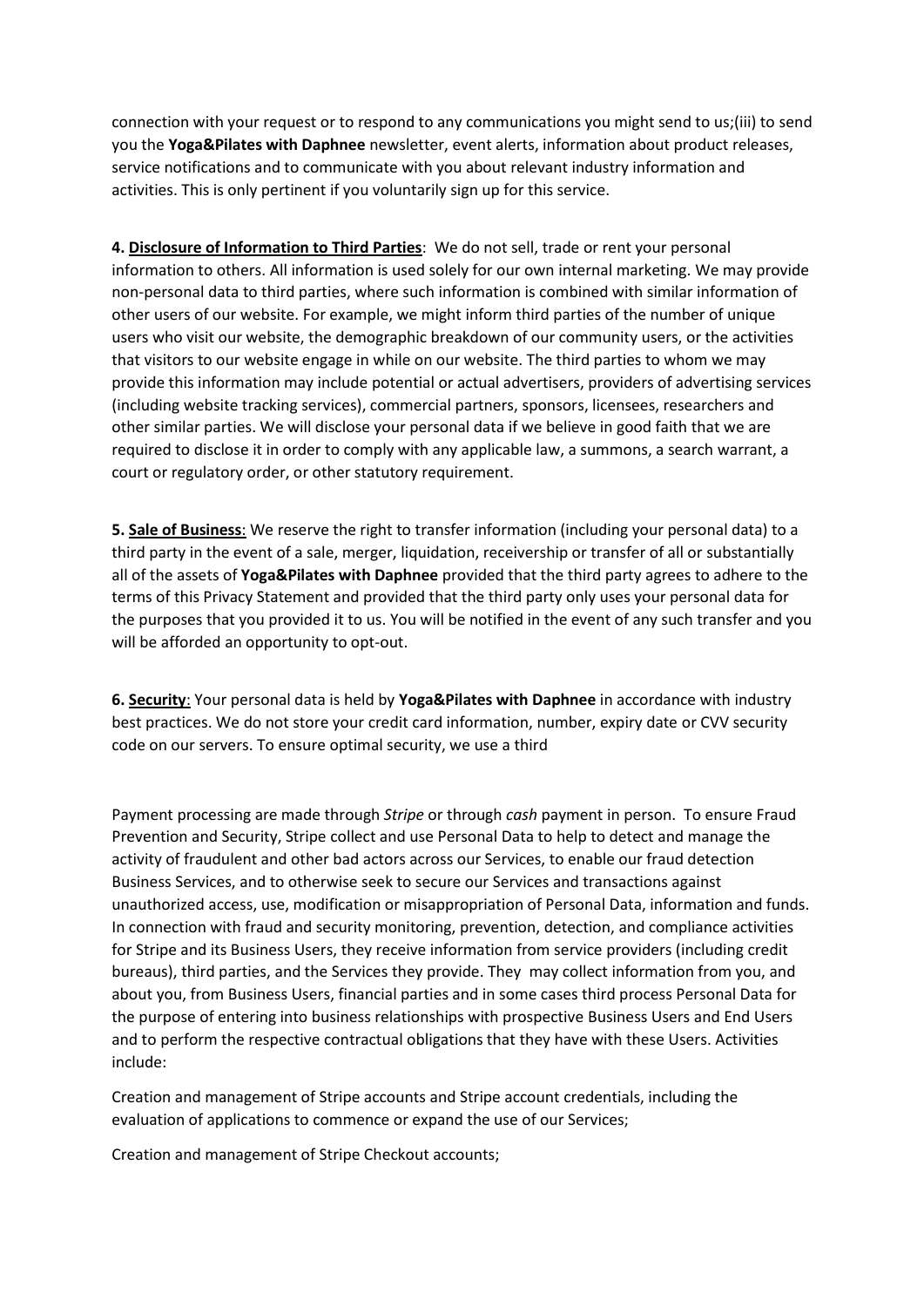connection with your request or to respond to any communications you might send to us;(iii) to send you the **Yoga&Pilates with Daphnee** newsletter, event alerts, information about product releases, service notifications and to communicate with you about relevant industry information and activities. This is only pertinent if you voluntarily sign up for this service.

**4. Disclosure of Information to Third Parties**: We do not sell, trade or rent your personal information to others. All information is used solely for our own internal marketing. We may provide non-personal data to third parties, where such information is combined with similar information of other users of our website. For example, we might inform third parties of the number of unique users who visit our website, the demographic breakdown of our community users, or the activities that visitors to our website engage in while on our website. The third parties to whom we may provide this information may include potential or actual advertisers, providers of advertising services (including website tracking services), commercial partners, sponsors, licensees, researchers and other similar parties. We will disclose your personal data if we believe in good faith that we are required to disclose it in order to comply with any applicable law, a summons, a search warrant, a court or regulatory order, or other statutory requirement.

**5. Sale of Business**: We reserve the right to transfer information (including your personal data) to a third party in the event of a sale, merger, liquidation, receivership or transfer of all or substantially all of the assets of **Yoga&Pilates with Daphnee** provided that the third party agrees to adhere to the terms of this Privacy Statement and provided that the third party only uses your personal data for the purposes that you provided it to us. You will be notified in the event of any such transfer and you will be afforded an opportunity to opt-out.

**6. Security**: Your personal data is held by **Yoga&Pilates with Daphnee** in accordance with industry best practices. We do not store your credit card information, number, expiry date or CVV security code on our servers. To ensure optimal security, we use a third

Payment processing are made through *Stripe* or through *cash* payment in person. To ensure Fraud Prevention and Security, Stripe collect and use Personal Data to help to detect and manage the activity of fraudulent and other bad actors across our Services, to enable our fraud detection Business Services, and to otherwise seek to secure our Services and transactions against unauthorized access, use, modification or misappropriation of Personal Data, information and funds. In connection with fraud and security monitoring, prevention, detection, and compliance activities for Stripe and its Business Users, they receive information from service providers (including credit bureaus), third parties, and the Services they provide. They may collect information from you, and about you, from Business Users, financial parties and in some cases third process Personal Data for the purpose of entering into business relationships with prospective Business Users and End Users and to perform the respective contractual obligations that they have with these Users. Activities include:

Creation and management of Stripe accounts and Stripe account credentials, including the evaluation of applications to commence or expand the use of our Services;

Creation and management of Stripe Checkout accounts;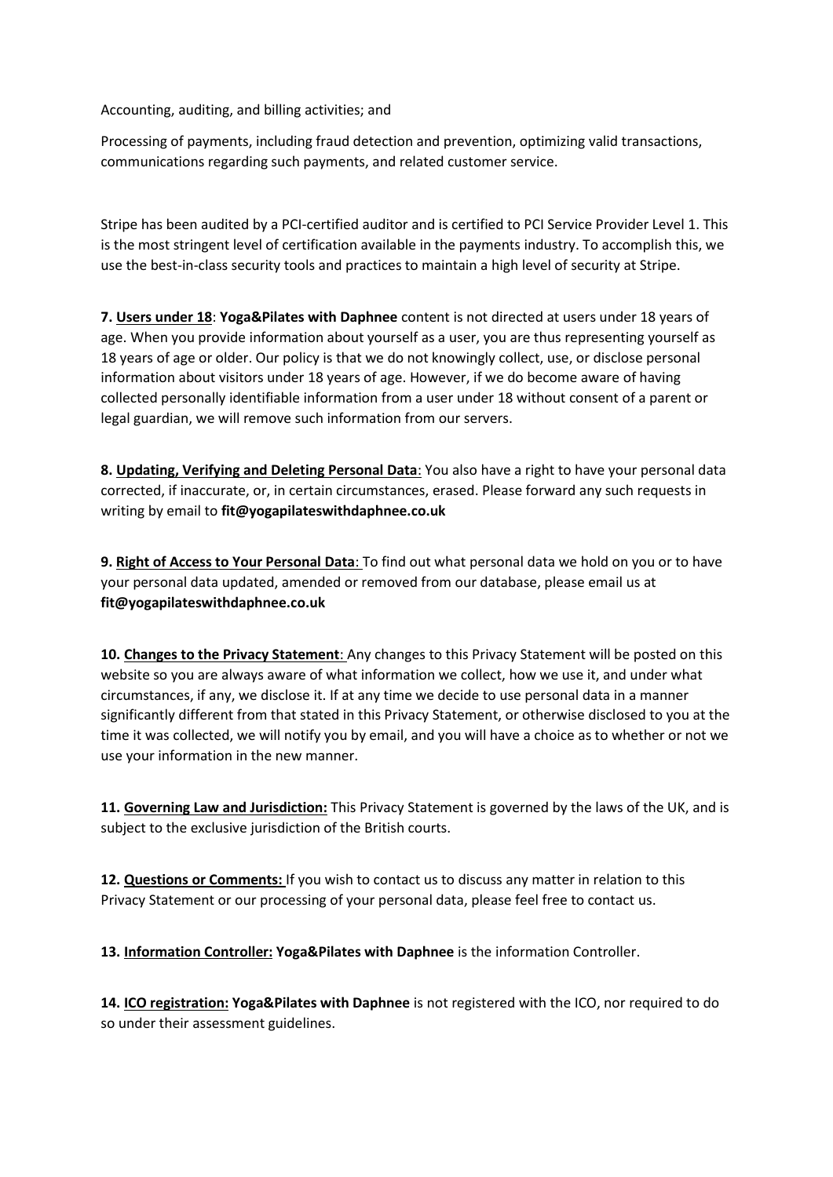Accounting, auditing, and billing activities; and

Processing of payments, including fraud detection and prevention, optimizing valid transactions, communications regarding such payments, and related customer service.

Stripe has been audited by a PCI-certified auditor and is certified to PCI Service Provider Level 1. This is the most stringent level of certification available in the payments industry. To accomplish this, we use the best-in-class security tools and practices to maintain a high level of security at Stripe.

**7. Users under 18**: **Yoga&Pilates with Daphnee** content is not directed at users under 18 years of age. When you provide information about yourself as a user, you are thus representing yourself as 18 years of age or older. Our policy is that we do not knowingly collect, use, or disclose personal information about visitors under 18 years of age. However, if we do become aware of having collected personally identifiable information from a user under 18 without consent of a parent or legal guardian, we will remove such information from our servers.

**8. Updating, Verifying and Deleting Personal Data**: You also have a right to have your personal data corrected, if inaccurate, or, in certain circumstances, erased. Please forward any such requests in writing by email to **fit@yogapilateswithdaphnee.co.uk**

**9. Right of Access to Your Personal Data**: To find out what personal data we hold on you or to have your personal data updated, amended or removed from our database, please email us at **fit@yogapilateswithdaphnee.co.uk**

**10. Changes to the Privacy Statement**: Any changes to this Privacy Statement will be posted on this website so you are always aware of what information we collect, how we use it, and under what circumstances, if any, we disclose it. If at any time we decide to use personal data in a manner significantly different from that stated in this Privacy Statement, or otherwise disclosed to you at the time it was collected, we will notify you by email, and you will have a choice as to whether or not we use your information in the new manner.

**11. Governing Law and Jurisdiction:** This Privacy Statement is governed by the laws of the UK, and is subject to the exclusive jurisdiction of the British courts.

**12. Questions or Comments:** If you wish to contact us to discuss any matter in relation to this Privacy Statement or our processing of your personal data, please feel free to contact us.

**13. Information Controller:** **Yoga&Pilates with Daphnee** is the information Controller.

**14. ICO registration:** **Yoga&Pilates with Daphnee** is not registered with the ICO, nor required to do so under their assessment guidelines.